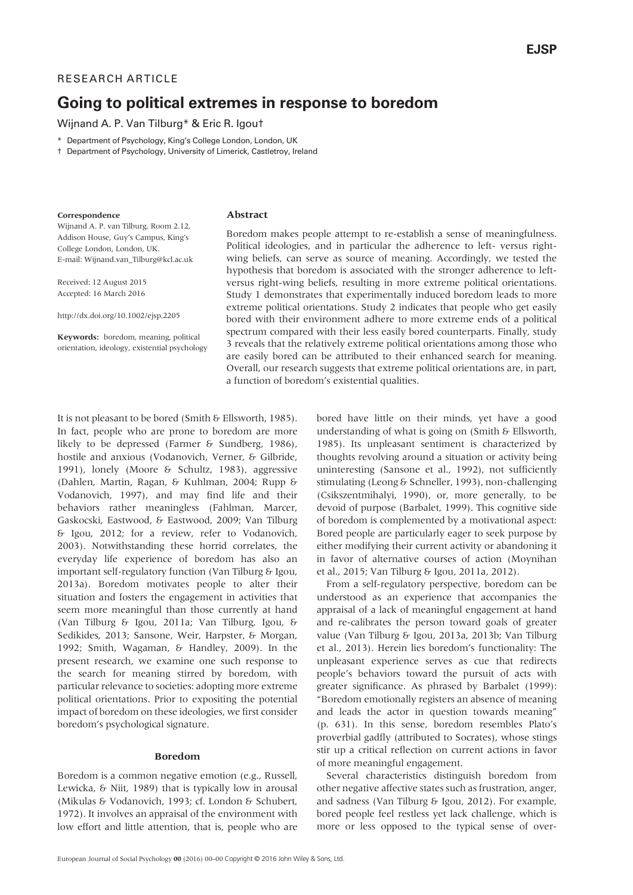RESEARCH ARTICLE

# Going to political extremes in response to boredom

Wijnand A. P. Van Tilburg* & Eric R. Igou†

\* Department of Psychology, King's College London, London, UK

† Department of Psychology, University of Limerick, Castletroy, Ireland

**Correspondence**
Wijnand A. P. van Tilburg, Room 2.12, Addison House, Guy's Campus, King's College London, London, UK.
E-mail: Wijnand.van_Tilburg@kcl.ac.uk

Received: 12 August 2015
Accepted: 16 March 2016

http://dx.doi.org/10.1002/ejsp.2205

**Keywords:** boredom, meaning, political orientation, ideology, existential psychology

## Abstract

Boredom makes people attempt to re-establish a sense of meaningfulness. Political ideologies, and in particular the adherence to left- versus right-wing beliefs, can serve as source of meaning. Accordingly, we tested the hypothesis that boredom is associated with the stronger adherence to left- versus right-wing beliefs, resulting in more extreme political orientations. Study 1 demonstrates that experimentally induced boredom leads to more extreme political orientations. Study 2 indicates that people who get easily bored with their environment adhere to more extreme ends of a political spectrum compared with their less easily bored counterparts. Finally, study 3 reveals that the relatively extreme political orientations among those who are easily bored can be attributed to their enhanced search for meaning. Overall, our research suggests that extreme political orientations are, in part, a function of boredom's existential qualities.

It is not pleasant to be bored (Smith & Ellsworth, 1985). In fact, people who are prone to boredom are more likely to be depressed (Farmer & Sundberg, 1986), hostile and anxious (Vodanovich, Verner, & Gilbride, 1991), lonely (Moore & Schultz, 1983), aggressive (Dahlen, Martin, Ragan, & Kuhlman, 2004; Rupp & Vodanovich, 1997), and may find life and their behaviors rather meaningless (Fahlman, Marcer, Gaskocski, Eastwood, & Eastwood, 2009; Van Tilburg & Igou, 2012; for a review, refer to Vodanovich, 2003). Notwithstanding these horrid correlates, the everyday life experience of boredom has also an important self-regulatory function (Van Tilburg & Igou, 2013a). Boredom motivates people to alter their situation and fosters the engagement in activities that seem more meaningful than those currently at hand (Van Tilburg & Igou, 2011a; Van Tilburg, Igou, & Sedikides, 2013; Sansone, Weir, Harpster, & Morgan, 1992; Smith, Wagaman, & Handley, 2009). In the present research, we examine one such response to the search for meaning stirred by boredom, with particular relevance to societies: adopting more extreme political orientations. Prior to expositing the potential impact of boredom on these ideologies, we first consider boredom's psychological signature.

### Boredom

Boredom is a common negative emotion (e.g., Russell, Lewicka, & Niit, 1989) that is typically low in arousal (Mikulas & Vodanovich, 1993; cf. London & Schubert, 1972). It involves an appraisal of the environment with low effort and little attention, that is, people who are bored have little on their minds, yet have a good understanding of what is going on (Smith & Ellsworth, 1985). Its unpleasant sentiment is characterized by thoughts revolving around a situation or activity being uninteresting (Sansone et al., 1992), not sufficiently stimulating (Leong & Schneller, 1993), non-challenging (Csikszentmihalyi, 1990), or, more generally, to be devoid of purpose (Barbalet, 1999). This cognitive side of boredom is complemented by a motivational aspect: Bored people are particularly eager to seek purpose by either modifying their current activity or abandoning it in favor of alternative courses of action (Moynihan et al., 2015; Van Tilburg & Igou, 2011a, 2012).

From a self-regulatory perspective, boredom can be understood as an experience that accompanies the appraisal of a lack of meaningful engagement at hand and re-calibrates the person toward goals of greater value (Van Tilburg & Igou, 2013a, 2013b; Van Tilburg et al., 2013). Herein lies boredom's functionality: The unpleasant experience serves as cue that redirects people's behaviors toward the pursuit of acts with greater significance. As phrased by Barbalet (1999): "Boredom emotionally registers an absence of meaning and leads the actor in question towards meaning" (p. 631). In this sense, boredom resembles Plato's proverbial gadfly (attributed to Socrates), whose stings stir up a critical reflection on current actions in favor of more meaningful engagement.

Several characteristics distinguish boredom from other negative affective states such as frustration, anger, and sadness (Van Tilburg & Igou, 2012). For example, bored people feel restless yet lack challenge, which is more or less opposed to the typical sense of over-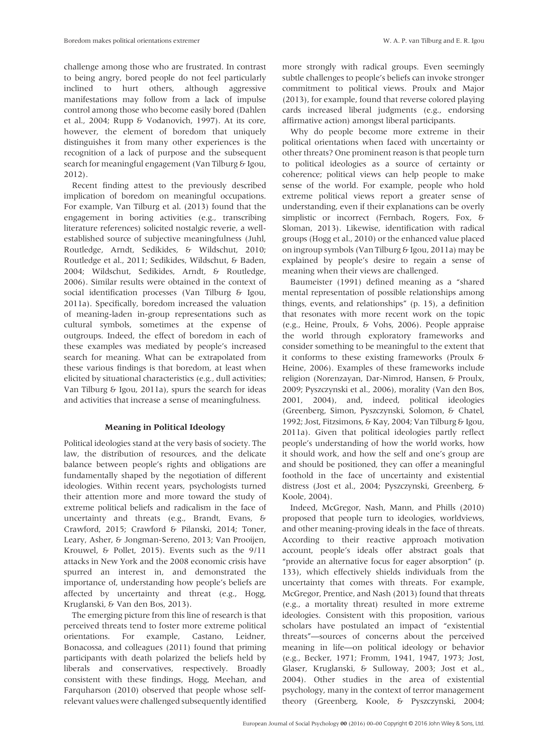challenge among those who are frustrated. In contrast to being angry, bored people do not feel particularly inclined to hurt others, although aggressive manifestations may follow from a lack of impulse control among those who become easily bored (Dahlen et al., 2004; Rupp & Vodanovich, 1997). At its core, however, the element of boredom that uniquely distinguishes it from many other experiences is the recognition of a lack of purpose and the subsequent search for meaningful engagement (Van Tilburg & Igou, 2012).

Recent finding attest to the previously described implication of boredom on meaningful occupations. For example, Van Tilburg et al. (2013) found that the engagement in boring activities (e.g., transcribing literature references) solicited nostalgic reverie, a well-established source of subjective meaningfulness (Juhl, Routledge, Arndt, Sedikides, & Wildschut, 2010; Routledge et al., 2011; Sedikides, Wildschut, & Baden, 2004; Wildschut, Sedikides, Arndt, & Routledge, 2006). Similar results were obtained in the context of social identification processes (Van Tilburg & Igou, 2011a). Specifically, boredom increased the valuation of meaning-laden in-group representations such as cultural symbols, sometimes at the expense of outgroups. Indeed, the effect of boredom in each of these examples was mediated by people's increased search for meaning. What can be extrapolated from these various findings is that boredom, at least when elicited by situational characteristics (e.g., dull activities; Van Tilburg & Igou, 2011a), spurs the search for ideas and activities that increase a sense of meaningfulness.

## Meaning in Political Ideology

Political ideologies stand at the very basis of society. The law, the distribution of resources, and the delicate balance between people's rights and obligations are fundamentally shaped by the negotiation of different ideologies. Within recent years, psychologists turned their attention more and more toward the study of extreme political beliefs and radicalism in the face of uncertainty and threats (e.g., Brandt, Evans, & Crawford, 2015; Crawford & Pilanski, 2014; Toner, Leary, Asher, & Jongman-Sereno, 2013; Van Prooijen, Krouwel, & Pollet, 2015). Events such as the 9/11 attacks in New York and the 2008 economic crisis have spurred an interest in, and demonstrated the importance of, understanding how people's beliefs are affected by uncertainty and threat (e.g., Hogg, Kruglanski, & Van den Bos, 2013).

The emerging picture from this line of research is that perceived threats tend to foster more extreme political orientations. For example, Castano, Leidner, Bonacossa, and colleagues (2011) found that priming participants with death polarized the beliefs held by liberals and conservatives, respectively. Broadly consistent with these findings, Hogg, Meehan, and Farquharson (2010) observed that people whose self-relevant values were challenged subsequently identified more strongly with radical groups. Even seemingly subtle challenges to people's beliefs can invoke stronger commitment to political views. Proulx and Major (2013), for example, found that reverse colored playing cards increased liberal judgments (e.g., endorsing affirmative action) amongst liberal participants.

Why do people become more extreme in their political orientations when faced with uncertainty or other threats? One prominent reason is that people turn to political ideologies as a source of certainty or coherence; political views can help people to make sense of the world. For example, people who hold extreme political views report a greater sense of understanding, even if their explanations can be overly simplistic or incorrect (Fernbach, Rogers, Fox, & Sloman, 2013). Likewise, identification with radical groups (Hogg et al., 2010) or the enhanced value placed on ingroup symbols (Van Tilburg & Igou, 2011a) may be explained by people's desire to regain a sense of meaning when their views are challenged.

Baumeister (1991) defined meaning as a "shared mental representation of possible relationships among things, events, and relationships" (p. 15), a definition that resonates with more recent work on the topic (e.g., Heine, Proulx, & Vohs, 2006). People appraise the world through exploratory frameworks and consider something to be meaningful to the extent that it conforms to these existing frameworks (Proulx & Heine, 2006). Examples of these frameworks include religion (Norenzayan, Dar-Nimrod, Hansen, & Proulx, 2009; Pyszczynski et al., 2006), morality (Van den Bos, 2001, 2004), and, indeed, political ideologies (Greenberg, Simon, Pyszczynski, Solomon, & Chatel, 1992; Jost, Fitzsimons, & Kay, 2004; Van Tilburg & Igou, 2011a). Given that political ideologies partly reflect people's understanding of how the world works, how it should work, and how the self and one's group are and should be positioned, they can offer a meaningful foothold in the face of uncertainty and existential distress (Jost et al., 2004; Pyszczynski, Greenberg, & Koole, 2004).

Indeed, McGregor, Nash, Mann, and Phills (2010) proposed that people turn to ideologies, worldviews, and other meaning-proving ideals in the face of threats. According to their reactive approach motivation account, people's ideals offer abstract goals that "provide an alternative focus for eager absorption" (p. 133), which effectively shields individuals from the uncertainty that comes with threats. For example, McGregor, Prentice, and Nash (2013) found that threats (e.g., a mortality threat) resulted in more extreme ideologies. Consistent with this proposition, various scholars have postulated an impact of "existential threats"—sources of concerns about the perceived meaning in life—on political ideology or behavior (e.g., Becker, 1971; Fromm, 1941, 1947, 1973; Jost, Glaser, Kruglanski, & Sulloway, 2003; Jost et al., 2004). Other studies in the area of existential psychology, many in the context of terror management theory (Greenberg, Koole, & Pyszczynski, 2004;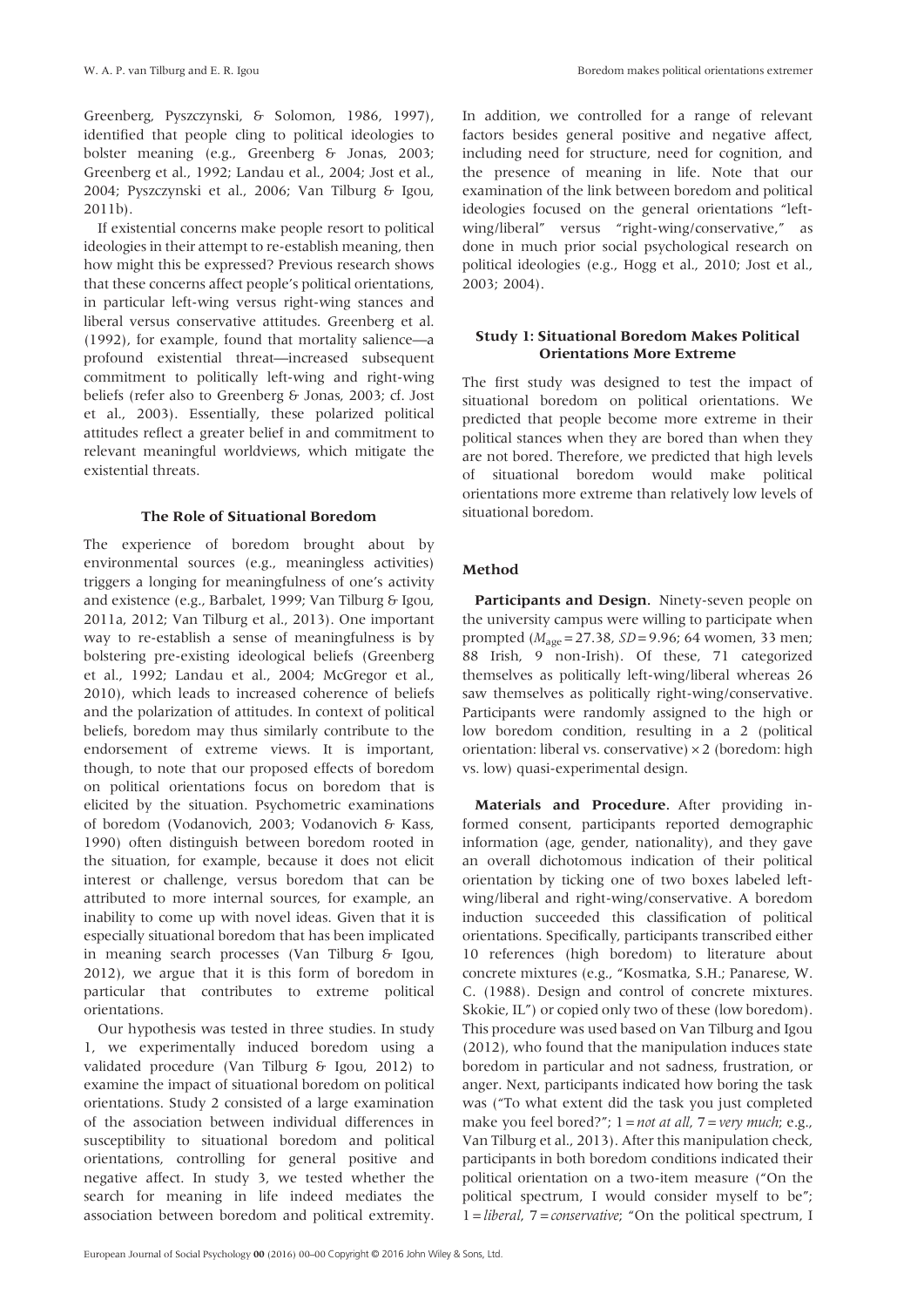Greenberg, Pyszczynski, & Solomon, 1986, 1997), identified that people cling to political ideologies to bolster meaning (e.g., Greenberg & Jonas, 2003; Greenberg et al., 1992; Landau et al., 2004; Jost et al., 2004; Pyszczynski et al., 2006; Van Tilburg & Igou, 2011b).

If existential concerns make people resort to political ideologies in their attempt to re-establish meaning, then how might this be expressed? Previous research shows that these concerns affect people's political orientations, in particular left-wing versus right-wing stances and liberal versus conservative attitudes. Greenberg et al. (1992), for example, found that mortality salience—a profound existential threat—increased subsequent commitment to politically left-wing and right-wing beliefs (refer also to Greenberg & Jonas, 2003; cf. Jost et al., 2003). Essentially, these polarized political attitudes reflect a greater belief in and commitment to relevant meaningful worldviews, which mitigate the existential threats.

### The Role of Situational Boredom

The experience of boredom brought about by environmental sources (e.g., meaningless activities) triggers a longing for meaningfulness of one's activity and existence (e.g., Barbalet, 1999; Van Tilburg & Igou, 2011a, 2012; Van Tilburg et al., 2013). One important way to re-establish a sense of meaningfulness is by bolstering pre-existing ideological beliefs (Greenberg et al., 1992; Landau et al., 2004; McGregor et al., 2010), which leads to increased coherence of beliefs and the polarization of attitudes. In context of political beliefs, boredom may thus similarly contribute to the endorsement of extreme views. It is important, though, to note that our proposed effects of boredom on political orientations focus on boredom that is elicited by the situation. Psychometric examinations of boredom (Vodanovich, 2003; Vodanovich & Kass, 1990) often distinguish between boredom rooted in the situation, for example, because it does not elicit interest or challenge, versus boredom that can be attributed to more internal sources, for example, an inability to come up with novel ideas. Given that it is especially situational boredom that has been implicated in meaning search processes (Van Tilburg & Igou, 2012), we argue that it is this form of boredom in particular that contributes to extreme political orientations.

Our hypothesis was tested in three studies. In study 1, we experimentally induced boredom using a validated procedure (Van Tilburg & Igou, 2012) to examine the impact of situational boredom on political orientations. Study 2 consisted of a large examination of the association between individual differences in susceptibility to situational boredom and political orientations, controlling for general positive and negative affect. In study 3, we tested whether the search for meaning in life indeed mediates the association between boredom and political extremity. In addition, we controlled for a range of relevant factors besides general positive and negative affect, including need for structure, need for cognition, and the presence of meaning in life. Note that our examination of the link between boredom and political ideologies focused on the general orientations "left-wing/liberal" versus "right-wing/conservative," as done in much prior social psychological research on political ideologies (e.g., Hogg et al., 2010; Jost et al., 2003; 2004).

### Study 1: Situational Boredom Makes Political Orientations More Extreme

The first study was designed to test the impact of situational boredom on political orientations. We predicted that people become more extreme in their political stances when they are bored than when they are not bored. Therefore, we predicted that high levels of situational boredom would make political orientations more extreme than relatively low levels of situational boredom.

#### Method

**Participants and Design.** Ninety-seven people on the university campus were willing to participate when prompted ($M_{\text{age}} = 27.38$, $SD = 9.96$; 64 women, 33 men; 88 Irish, 9 non-Irish). Of these, 71 categorized themselves as politically left-wing/liberal whereas 26 saw themselves as politically right-wing/conservative. Participants were randomly assigned to the high or low boredom condition, resulting in a 2 (political orientation: liberal vs. conservative) × 2 (boredom: high vs. low) quasi-experimental design.

**Materials and Procedure.** After providing informed consent, participants reported demographic information (age, gender, nationality), and they gave an overall dichotomous indication of their political orientation by ticking one of two boxes labeled left-wing/liberal and right-wing/conservative. A boredom induction succeeded this classification of political orientations. Specifically, participants transcribed either 10 references (high boredom) to literature about concrete mixtures (e.g., "Kosmatka, S.H.; Panarese, W. C. (1988). Design and control of concrete mixtures. Skokie, IL") or copied only two of these (low boredom). This procedure was used based on Van Tilburg and Igou (2012), who found that the manipulation induces state boredom in particular and not sadness, frustration, or anger. Next, participants indicated how boring the task was ("To what extent did the task you just completed make you feel bored?"; 1 = *not at all*, 7 = *very much*; e.g., Van Tilburg et al., 2013). After this manipulation check, participants in both boredom conditions indicated their political orientation on a two-item measure ("On the political spectrum, I would consider myself to be"; 1 = *liberal*, 7 = *conservative*; "On the political spectrum, I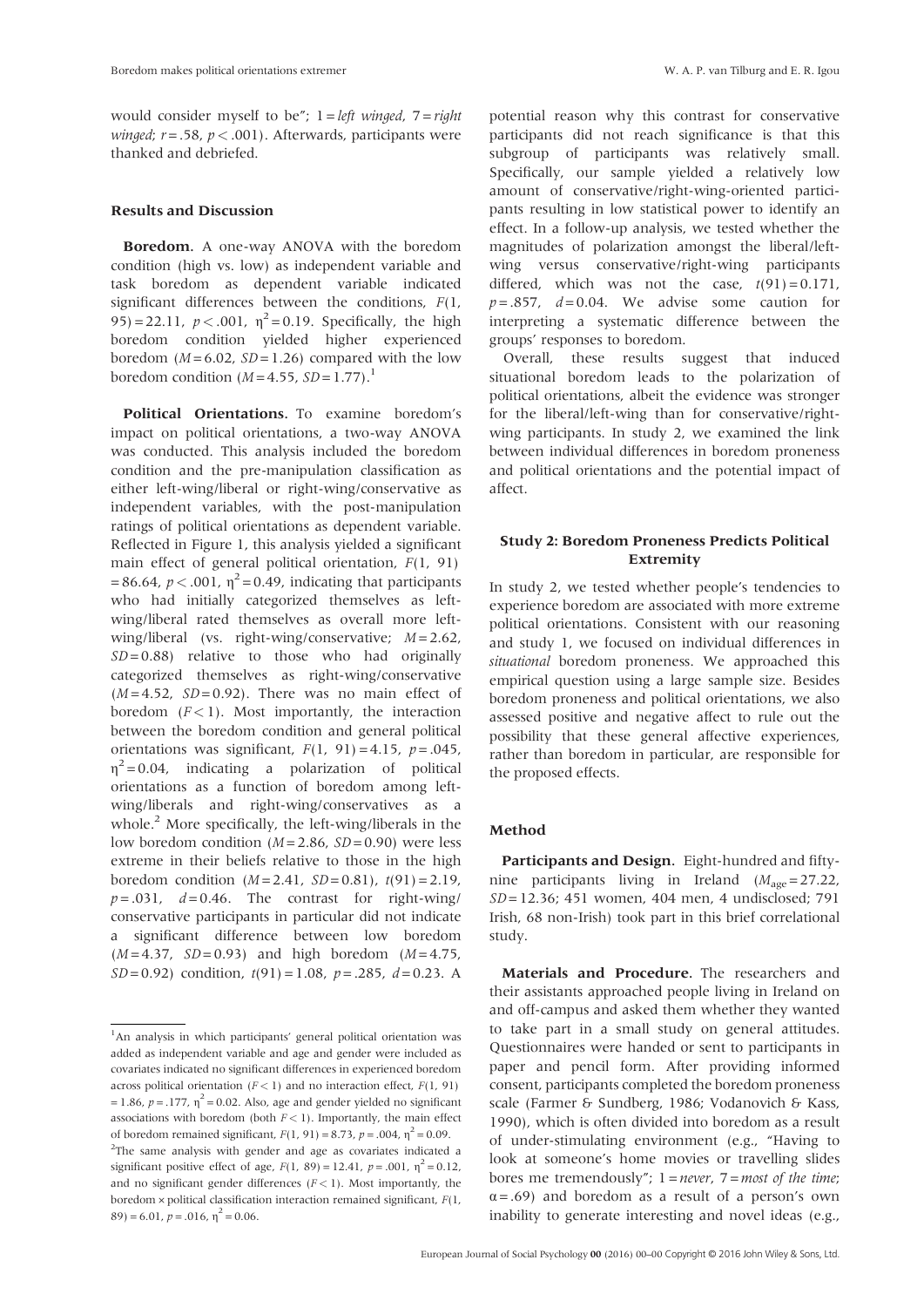would consider myself to be"; 1 = *left winged*, 7 = *right winged*; $r = .58$, $p < .001$). Afterwards, participants were thanked and debriefed.

### Results and Discussion

**Boredom.** A one-way ANOVA with the boredom condition (high vs. low) as independent variable and task boredom as dependent variable indicated significant differences between the conditions, $F(1, 95) = 22.11$, $p < .001$, $\eta^2 = 0.19$. Specifically, the high boredom condition yielded higher experienced boredom ($M = 6.02$, $SD = 1.26$) compared with the low boredom condition ($M = 4.55$, $SD = 1.77$).[1]

**Political Orientations.** To examine boredom's impact on political orientations, a two-way ANOVA was conducted. This analysis included the boredom condition and the pre-manipulation classification as either left-wing/liberal or right-wing/conservative as independent variables, with the post-manipulation ratings of political orientations as dependent variable. Reflected in Figure 1, this analysis yielded a significant main effect of general political orientation, $F(1, 91) = 86.64$, $p < .001$, $\eta^2 = 0.49$, indicating that participants who had initially categorized themselves as left-wing/liberal rated themselves as overall more left-wing/liberal (vs. right-wing/conservative; $M = 2.62$, $SD = 0.88$) relative to those who had originally categorized themselves as right-wing/conservative ($M = 4.52$, $SD = 0.92$). There was no main effect of boredom ($F < 1$). Most importantly, the interaction between the boredom condition and general political orientations was significant, $F(1, 91) = 4.15$, $p = .045$, $\eta^2 = 0.04$, indicating a polarization of political orientations as a function of boredom among left-wing/liberals and right-wing/conservatives as a whole.[2] More specifically, the left-wing/liberals in the low boredom condition ($M = 2.86$, $SD = 0.90$) were less extreme in their beliefs relative to those in the high boredom condition ($M = 2.41$, $SD = 0.81$), $t(91) = 2.19$, $p = .031$, $d = 0.46$. The contrast for right-wing/conservative participants in particular did not indicate a significant difference between low boredom ($M = 4.37$, $SD = 0.93$) and high boredom ($M = 4.75$, $SD = 0.92$) condition, $t(91) = 1.08$, $p = .285$, $d = 0.23$. A potential reason why this contrast for conservative participants did not reach significance is that this subgroup of participants was relatively small. Specifically, our sample yielded a relatively low amount of conservative/right-wing-oriented participants resulting in low statistical power to identify an effect. In a follow-up analysis, we tested whether the magnitudes of polarization amongst the liberal/left-wing versus conservative/right-wing participants differed, which was not the case, $t(91) = 0.171$, $p = .857$, $d = 0.04$. We advise some caution for interpreting a systematic difference between the groups' responses to boredom.

Overall, these results suggest that induced situational boredom leads to the polarization of political orientations, albeit the evidence was stronger for the liberal/left-wing than for conservative/right-wing participants. In study 2, we examined the link between individual differences in boredom proneness and political orientations and the potential impact of affect.

## Study 2: Boredom Proneness Predicts Political Extremity

In study 2, we tested whether people's tendencies to experience boredom are associated with more extreme political orientations. Consistent with our reasoning and study 1, we focused on individual differences in *situational* boredom proneness. We approached this empirical question using a large sample size. Besides boredom proneness and political orientations, we also assessed positive and negative affect to rule out the possibility that these general affective experiences, rather than boredom in particular, are responsible for the proposed effects.

### Method

**Participants and Design.** Eight-hundred and fifty-nine participants living in Ireland ($M_{age} = 27.22$, $SD = 12.36$; 451 women, 404 men, 4 undisclosed; 791 Irish, 68 non-Irish) took part in this brief correlational study.

**Materials and Procedure.** The researchers and their assistants approached people living in Ireland on and off-campus and asked them whether they wanted to take part in a small study on general attitudes. Questionnaires were handed or sent to participants in paper and pencil form. After providing informed consent, participants completed the boredom proneness scale (Farmer & Sundberg, 1986; Vodanovich & Kass, 1990), which is often divided into boredom as a result of under-stimulating environment (e.g., "Having to look at someone's home movies or travelling slides bores me tremendously"; 1 = *never*, 7 = *most of the time*; $\alpha = .69$) and boredom as a result of a person's own inability to generate interesting and novel ideas (e.g.,

---

[1] An analysis in which participants' general political orientation was added as independent variable and age and gender were included as covariates indicated no significant differences in experienced boredom across political orientation ($F < 1$) and no interaction effect, $F(1, 91) = 1.86$, $p = .177$, $\eta^2 = 0.02$. Also, age and gender yielded no significant associations with boredom (both $F < 1$). Importantly, the main effect of boredom remained significant, $F(1, 91) = 8.73$, $p = .004$, $\eta^2 = 0.09$.

[2] The same analysis with gender and age as covariates indicated a significant positive effect of age, $F(1, 89) = 12.41$, $p = .001$, $\eta^2 = 0.12$, and no significant gender differences ($F < 1$). Most importantly, the boredom × political classification interaction remained significant, $F(1, 89) = 6.01$, $p = .016$, $\eta^2 = 0.06$.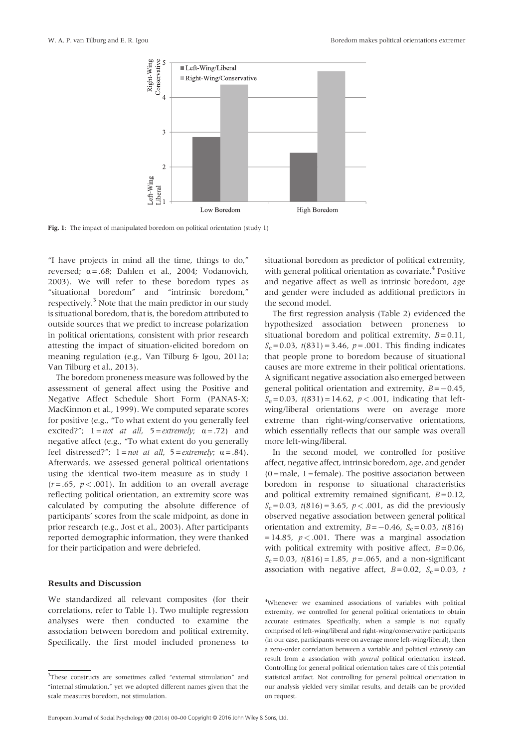Fig. 1: The impact of manipulated boredom on political orientation (study 1)

"I have projects in mind all the time, things to do," reversed; α = .68; Dahlen et al., 2004; Vodanovich, 2003). We will refer to these boredom types as "situational boredom" and "intrinsic boredom," respectively.[3] Note that the main predictor in our study is situational boredom, that is, the boredom attributed to outside sources that we predict to increase polarization in political orientations, consistent with prior research attesting the impact of situation-elicited boredom on meaning regulation (e.g., Van Tilburg & Igou, 2011a; Van Tilburg et al., 2013).

The boredom proneness measure was followed by the assessment of general affect using the Positive and Negative Affect Schedule Short Form (PANAS-X; MacKinnon et al., 1999). We computed separate scores for positive (e.g., "To what extent do you generally feel excited?"; 1 = *not at all*, 5 = *extremely*; α = .72) and negative affect (e.g., "To what extent do you generally feel distressed?"; 1 = *not at all*, 5 = *extremely*; α = .84). Afterwards, we assessed general political orientations using the identical two-item measure as in study 1 ($r = .65$, $p < .001$). In addition to an overall average reflecting political orientation, an extremity score was calculated by computing the absolute difference of participants' scores from the scale midpoint, as done in prior research (e.g., Jost et al., 2003). After participants reported demographic information, they were thanked for their participation and were debriefed.

### Results and Discussion

We standardized all relevant composites (for their correlations, refer to Table 1). Two multiple regression analyses were then conducted to examine the association between boredom and political extremity. Specifically, the first model included proneness to situational boredom as predictor of political extremity, with general political orientation as covariate.[4] Positive and negative affect as well as intrinsic boredom, age and gender were included as additional predictors in the second model.

The first regression analysis (Table 2) evidenced the hypothesized association between proneness to situational boredom and political extremity, $B = 0.11$, $S_e = 0.03$, $t(831) = 3.46$, $p = .001$. This finding indicates that people prone to boredom because of situational causes are more extreme in their political orientations. A significant negative association also emerged between general political orientation and extremity, $B = -0.45$, $S_e = 0.03$, $t(831) = 14.62$, $p < .001$, indicating that left-wing/liberal orientations were on average more extreme than right-wing/conservative orientations, which essentially reflects that our sample was overall more left-wing/liberal.

In the second model, we controlled for positive affect, negative affect, intrinsic boredom, age, and gender (0 = male, 1 = female). The positive association between boredom in response to situational characteristics and political extremity remained significant, $B = 0.12$, $S_e = 0.03$, $t(816) = 3.65$, $p < .001$, as did the previously observed negative association between general political orientation and extremity, $B = -0.46$, $S_e = 0.03$, $t(816) = 14.85$, $p < .001$. There was a marginal association with political extremity with positive affect, $B = 0.06$, $S_e = 0.03$, $t(816) = 1.85$, $p = .065$, and a non-significant association with negative affect, $B = 0.02$, $S_e = 0.03$, $t$

[3]These constructs are sometimes called "external stimulation" and "internal stimulation," yet we adopted different names given that the scale measures boredom, not stimulation.

[4]Whenever we examined associations of variables with political extremity, we controlled for general political orientations to obtain accurate estimates. Specifically, when a sample is not equally comprised of left-wing/liberal and right-wing/conservative participants (in our case, participants were on average more left-wing/liberal), then a zero-order correlation between a variable and political *extremity* can result from a association with *general* political orientation instead. Controlling for general political orientation takes care of this potential statistical artifact. Not controlling for general political orientation in our analysis yielded very similar results, and details can be provided on request.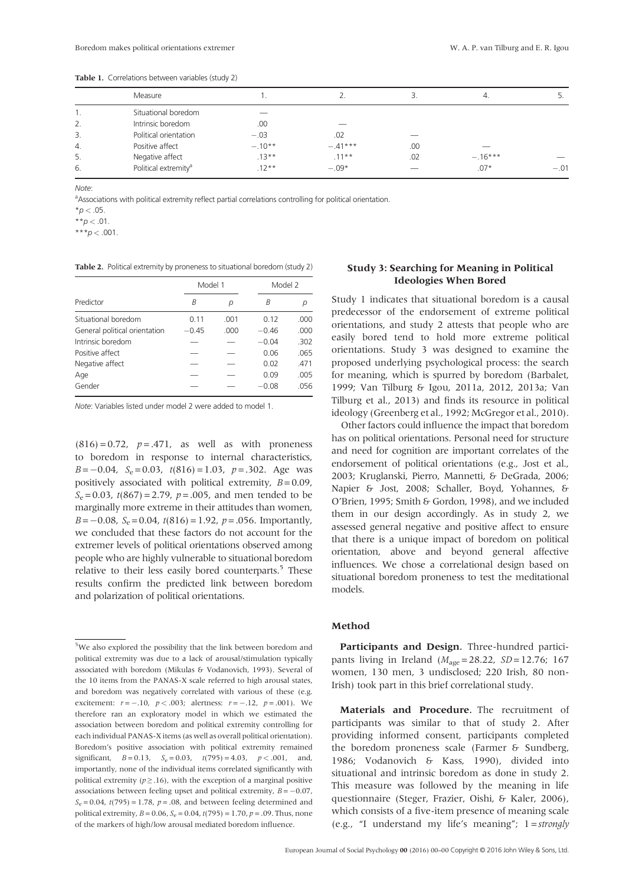**Table 1.** Correlations between variables (study 2)

| | Measure | 1. | 2. | 3. | 4. | 5. |
|---|---|---|---|---|---|---|
| 1. | Situational boredom | — | | | | |
| 2. | Intrinsic boredom | .00 | — | | | |
| 3. | Political orientation | −.03 | .02 | — | | |
| 4. | Positive affect | −.10** | −.41*** | .00 | — | |
| 5. | Negative affect | .13** | .11** | .02 | −.16*** | — |
| 6. | Political extremity[a] | .12** | −.09* | — | .07* | −.01 |

*Note*:

[a]Associations with political extremity reflect partial correlations controlling for political orientation.

*$p < .05$.

**$p < .01$.

***$p < .001$.

**Table 2.** Political extremity by proneness to situational boredom (study 2)

| Predictor | Model 1 | | Model 2 | |
|---|---|---|---|---|
| | *B* | *p* | *B* | *p* |
| Situational boredom | 0.11 | .001 | 0.12 | .000 |
| General political orientation | −0.45 | .000 | −0.46 | .000 |
| Intrinsic boredom | — | — | −0.04 | .302 |
| Positive affect | — | — | 0.06 | .065 |
| Negative affect | — | — | 0.02 | .471 |
| Age | — | — | 0.09 | .005 |
| Gender | — | — | −0.08 | .056 |

*Note*: Variables listed under model 2 were added to model 1.

$(816) = 0.72$, $p = .471$, as well as with proneness to boredom in response to internal characteristics, $B = -0.04$, $S_e = 0.03$, $t(816) = 1.03$, $p = .302$. Age was positively associated with political extremity, $B = 0.09$, $S_e = 0.03$, $t(867) = 2.79$, $p = .005$, and men tended to be marginally more extreme in their attitudes than women, $B = -0.08$, $S_e = 0.04$, $t(816) = 1.92$, $p = .056$. Importantly, we concluded that these factors do not account for the extremer levels of political orientations observed among people who are highly vulnerable to situational boredom relative to their less easily bored counterparts.[5] These results confirm the predicted link between boredom and polarization of political orientations.

### Study 3: Searching for Meaning in Political Ideologies When Bored

Study 1 indicates that situational boredom is a causal predecessor of the endorsement of extreme political orientations, and study 2 attests that people who are easily bored tend to hold more extreme political orientations. Study 3 was designed to examine the proposed underlying psychological process: the search for meaning, which is spurred by boredom (Barbalet, 1999; Van Tilburg & Igou, 2011a, 2012, 2013a; Van Tilburg et al., 2013) and finds its resource in political ideology (Greenberg et al., 1992; McGregor et al., 2010).

Other factors could influence the impact that boredom has on political orientations. Personal need for structure and need for cognition are important correlates of the endorsement of political orientations (e.g., Jost et al., 2003; Kruglanski, Pierro, Mannetti, & DeGrada, 2006; Napier & Jost, 2008; Schaller, Boyd, Yohannes, & O'Brien, 1995; Smith & Gordon, 1998), and we included them in our design accordingly. As in study 2, we assessed general negative and positive affect to ensure that there is a unique impact of boredom on political orientation, above and beyond general affective influences. We chose a correlational design based on situational boredom proneness to test the meditational models.

#### Method

**Participants and Design.** Three-hundred participants living in Ireland ($M_{age} = 28.22$, $SD = 12.76$; 167 women, 130 men, 3 undisclosed; 220 Irish, 80 non-Irish) took part in this brief correlational study.

**Materials and Procedure.** The recruitment of participants was similar to that of study 2. After providing informed consent, participants completed the boredom proneness scale (Farmer & Sundberg, 1986; Vodanovich & Kass, 1990), divided into situational and intrinsic boredom as done in study 2. This measure was followed by the meaning in life questionnaire (Steger, Frazier, Oishi, & Kaler, 2006), which consists of a five-item presence of meaning scale (e.g., "I understand my life's meaning"; 1 = *strongly*

[5]We also explored the possibility that the link between boredom and political extremity was due to a lack of arousal/stimulation typically associated with boredom (Mikulas & Vodanovich, 1993). Several of the 10 items from the PANAS-X scale referred to high arousal states, and boredom was negatively correlated with various of these (e.g. excitement: $r = -.10$, $p < .003$; alertness: $r = -.12$, $p = .001$). We therefore ran an exploratory model in which we estimated the association between boredom and political extremity controlling for each individual PANAS-X items (as well as overall political orientation). Boredom's positive association with political extremity remained significant, $B = 0.13$, $S_e = 0.03$, $t(795) = 4.03$, $p < .001$, and, importantly, none of the individual items correlated significantly with political extremity ($p \geq .16$), with the exception of a marginal positive associations between feeling upset and political extremity, $B = -0.07$, $S_e = 0.04$, $t(795) = 1.78$, $p = .08$, and between feeling determined and political extremity, $B = 0.06$, $S_e = 0.04$, $t(795) = 1.70$, $p = .09$. Thus, none of the markers of high/low arousal mediated boredom influence.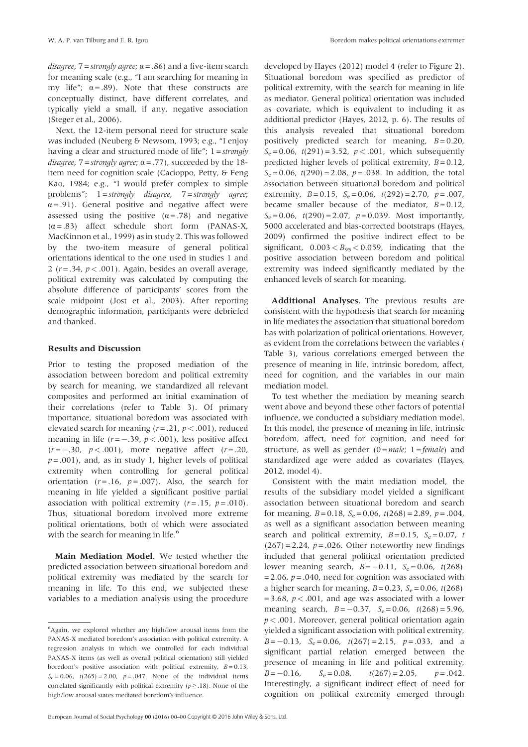*disagree*, 7 = *strongly agree*; α = .86) and a five-item search for meaning scale (e.g., "I am searching for meaning in my life"; α = .89). Note that these constructs are conceptually distinct, have different correlates, and typically yield a small, if any, negative association (Steger et al., 2006).

Next, the 12-item personal need for structure scale was included (Neuberg & Newsom, 1993; e.g., "I enjoy having a clear and structured mode of life"; 1 = *strongly disagree*, 7 = *strongly agree*; α = .77), succeeded by the 18-item need for cognition scale (Cacioppo, Petty, & Feng Kao, 1984; e.g., "I would prefer complex to simple problems"; 1 = *strongly disagree*, 7 = *strongly agree*; α = .91). General positive and negative affect were assessed using the positive (α = .78) and negative (α = .83) affect schedule short form (PANAS-X, MacKinnon et al., 1999) as in study 2. This was followed by the two-item measure of general political orientations identical to the one used in studies 1 and 2 ($r$ = .34, $p < .001$). Again, besides an overall average, political extremity was calculated by computing the absolute difference of participants' scores from the scale midpoint (Jost et al., 2003). After reporting demographic information, participants were debriefed and thanked.

### Results and Discussion

Prior to testing the proposed mediation of the association between boredom and political extremity by search for meaning, we standardized all relevant composites and performed an initial examination of their correlations (refer to Table 3). Of primary importance, situational boredom was associated with elevated search for meaning ($r$ = .21, $p < .001$), reduced meaning in life ($r$ = −.39, $p < .001$), less positive affect ($r$ = −.30, $p < .001$), more negative affect ($r$ = .20, $p$ = .001), and, as in study 1, higher levels of political extremity when controlling for general political orientation ($r$ = .16, $p$ = .007). Also, the search for meaning in life yielded a significant positive partial association with political extremity ($r$ = .15, $p$ = .010). Thus, situational boredom involved more extreme political orientations, both of which were associated with the search for meaning in life.[6]

**Main Mediation Model.** We tested whether the predicted association between situational boredom and political extremity was mediated by the search for meaning in life. To this end, we subjected these variables to a mediation analysis using the procedure developed by Hayes (2012) model 4 (refer to Figure 2). Situational boredom was specified as predictor of political extremity, with the search for meaning in life as mediator. General political orientation was included as covariate, which is equivalent to including it as additional predictor (Hayes, 2012, p. 6). The results of this analysis revealed that situational boredom positively predicted search for meaning, $B$ = 0.20, $S_e$ = 0.06, $t(291)$ = 3.52, $p < .001$, which subsequently predicted higher levels of political extremity, $B$ = 0.12, $S_e$ = 0.06, $t(290)$ = 2.08, $p$ = .038. In addition, the total association between situational boredom and political extremity, $B$ = 0.15, $S_e$ = 0.06, $t(292)$ = 2.70, $p$ = .007, became smaller because of the mediator, $B$ = 0.12, $S_e$ = 0.06, $t(290)$ = 2.07, $p$ = 0.039. Most importantly, 5000 accelerated and bias-corrected bootstraps (Hayes, 2009) confirmed the positive indirect effect to be significant, $0.003 < B_{95} < 0.059$, indicating that the positive association between boredom and political extremity was indeed significantly mediated by the enhanced levels of search for meaning.

**Additional Analyses.** The previous results are consistent with the hypothesis that search for meaning in life mediates the association that situational boredom has with polarization of political orientations. However, as evident from the correlations between the variables (Table 3), various correlations emerged between the presence of meaning in life, intrinsic boredom, affect, need for cognition, and the variables in our main mediation model.

To test whether the mediation by meaning search went above and beyond these other factors of potential influence, we conducted a subsidiary mediation model. In this model, the presence of meaning in life, intrinsic boredom, affect, need for cognition, and need for structure, as well as gender (0 = *male*; 1 = *female*) and standardized age were added as covariates (Hayes, 2012, model 4).

Consistent with the main mediation model, the results of the subsidiary model yielded a significant association between situational boredom and search for meaning, $B$ = 0.18, $S_e$ = 0.06, $t(268)$ = 2.89, $p$ = .004, as well as a significant association between meaning search and political extremity, $B$ = 0.15, $S_e$ = 0.07, $t(267)$ = 2.24, $p$ = .026. Other noteworthy new findings included that general political orientation predicted lower meaning search, $B$ = −0.11, $S_e$ = 0.06, $t(268)$ = 2.06, $p$ = .040, need for cognition was associated with a higher search for meaning, $B$ = 0.23, $S_e$ = 0.06, $t(268)$ = 3.68, $p < .001$, and age was associated with a lower meaning search, $B$ = −0.37, $S_e$ = 0.06, $t(268)$ = 5.96, $p < .001$. Moreover, general political orientation again yielded a significant association with political extremity, $B$ = −0.13, $S_e$ = 0.06, $t(267)$ = 2.15, $p$ = .033, and a significant partial relation emerged between the presence of meaning in life and political extremity, $B$ = −0.16, $S_e$ = 0.08, $t(267)$ = 2.05, $p$ = .042. Interestingly, a significant indirect effect of need for cognition on political extremity emerged through

[6]Again, we explored whether any high/low arousal items from the PANAS-X mediated boredom's association with political extremity. A regression analysis in which we controlled for each individual PANAS-X items (as well as overall political orientation) still yielded boredom's positive association with political extremity, $B$ = 0.13, $S_e$ = 0.06, $t(265)$ = 2.00, $p$ = .047. None of the individual items correlated significantly with political extremity ($p \geq .18$). None of the high/low arousal states mediated boredom's influence.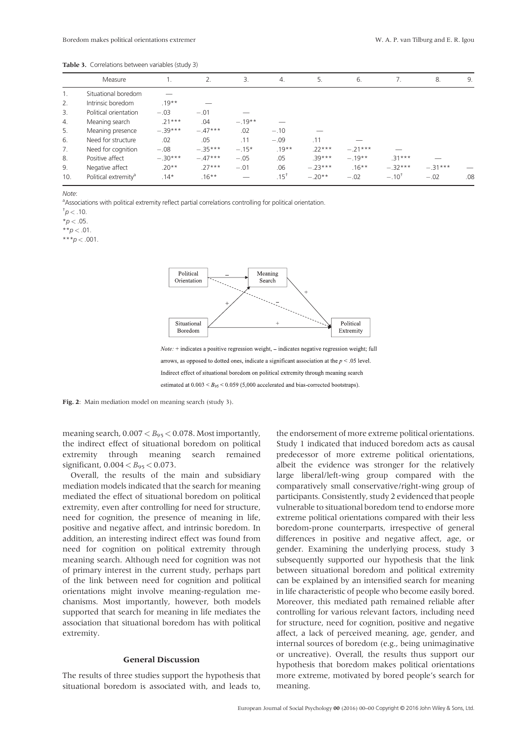**Table 3.** Correlations between variables (study 3)

| | Measure | 1. | 2. | 3. | 4. | 5. | 6. | 7. | 8. | 9. |
|---|---|---|---|---|---|---|---|---|---|---|
| 1. | Situational boredom | — | | | | | | | | |
| 2. | Intrinsic boredom | .19** | — | | | | | | | |
| 3. | Political orientation | −.03 | −.01 | — | | | | | | |
| 4. | Meaning search | .21*** | .04 | −.19** | — | | | | | |
| 5. | Meaning presence | −.39*** | −.47*** | .02 | −.10 | — | | | | |
| 6. | Need for structure | .02 | .05 | .11 | −.09 | .11 | — | | | |
| 7. | Need for cognition | −.08 | −.35*** | −.15* | .19** | .22*** | −.21*** | — | | |
| 8. | Positive affect | −.30*** | −.47*** | −.05 | .05 | .39*** | −.19** | .31*** | — | |
| 9. | Negative affect | .20** | .27*** | −.01 | .06 | −.23*** | .16** | −.32*** | −.31*** | — |
| 10. | Political extremity[a] | .14* | .16** | — | .15[†] | −.20** | −.02 | −.10[†] | −.02 | .08 |

*Note*:

[a]Associations with political extremity reflect partial correlations controlling for political orientation.

[†]$p < .10$.

*$p < .05$.

**$p < .01$.

***$p < .001$.

*Note:* + indicates a positive regression weight, – indicates negative regression weight; full arrows, as opposed to dotted ones, indicate a significant association at the $p < .05$ level. Indirect effect of situational boredom on political extremity through meaning search estimated at $0.003 < B_{95} < 0.059$ (5,000 accelerated and bias-corrected bootstraps).

**Fig. 2**: Main mediation model on meaning search (study 3).

meaning search, $0.007 < B_{95} < 0.078$. Most importantly, the indirect effect of situational boredom on political extremity through meaning search remained significant, $0.004 < B_{95} < 0.073$.

Overall, the results of the main and subsidiary mediation models indicated that the search for meaning mediated the effect of situational boredom on political extremity, even after controlling for need for structure, need for cognition, the presence of meaning in life, positive and negative affect, and intrinsic boredom. In addition, an interesting indirect effect was found from need for cognition on political extremity through meaning search. Although need for cognition was not of primary interest in the current study, perhaps part of the link between need for cognition and political orientations might involve meaning-regulation mechanisms. Most importantly, however, both models supported that search for meaning in life mediates the association that situational boredom has with political extremity.

## General Discussion

The results of three studies support the hypothesis that situational boredom is associated with, and leads to, the endorsement of more extreme political orientations. Study 1 indicated that induced boredom acts as causal predecessor of more extreme political orientations, albeit the evidence was stronger for the relatively large liberal/left-wing group compared with the comparatively small conservative/right-wing group of participants. Consistently, study 2 evidenced that people vulnerable to situational boredom tend to endorse more extreme political orientations compared with their less boredom-prone counterparts, irrespective of general differences in positive and negative affect, age, or gender. Examining the underlying process, study 3 subsequently supported our hypothesis that the link between situational boredom and political extremity can be explained by an intensified search for meaning in life characteristic of people who become easily bored. Moreover, this mediated path remained reliable after controlling for various relevant factors, including need for structure, need for cognition, positive and negative affect, a lack of perceived meaning, age, gender, and internal sources of boredom (e.g., being unimaginative or uncreative). Overall, the results thus support our hypothesis that boredom makes political orientations more extreme, motivated by bored people's search for meaning.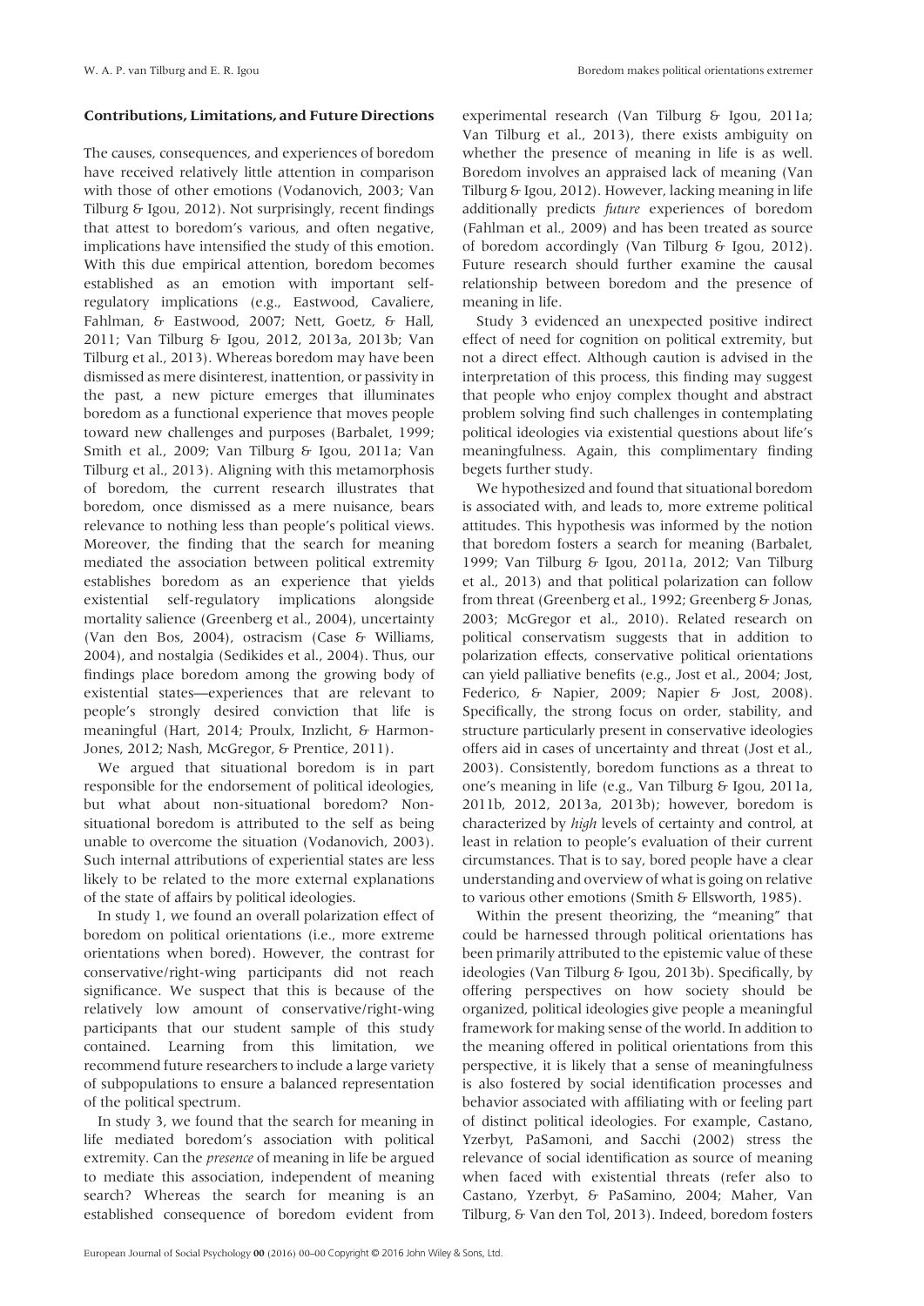### Contributions, Limitations, and Future Directions

The causes, consequences, and experiences of boredom have received relatively little attention in comparison with those of other emotions (Vodanovich, 2003; Van Tilburg & Igou, 2012). Not surprisingly, recent findings that attest to boredom's various, and often negative, implications have intensified the study of this emotion. With this due empirical attention, boredom becomes established as an emotion with important self-regulatory implications (e.g., Eastwood, Cavaliere, Fahlman, & Eastwood, 2007; Nett, Goetz, & Hall, 2011; Van Tilburg & Igou, 2012, 2013a, 2013b; Van Tilburg et al., 2013). Whereas boredom may have been dismissed as mere disinterest, inattention, or passivity in the past, a new picture emerges that illuminates boredom as a functional experience that moves people toward new challenges and purposes (Barbalet, 1999; Smith et al., 2009; Van Tilburg & Igou, 2011a; Van Tilburg et al., 2013). Aligning with this metamorphosis of boredom, the current research illustrates that boredom, once dismissed as a mere nuisance, bears relevance to nothing less than people's political views. Moreover, the finding that the search for meaning mediated the association between political extremity establishes boredom as an experience that yields existential self-regulatory implications alongside mortality salience (Greenberg et al., 2004), uncertainty (Van den Bos, 2004), ostracism (Case & Williams, 2004), and nostalgia (Sedikides et al., 2004). Thus, our findings place boredom among the growing body of existential states—experiences that are relevant to people's strongly desired conviction that life is meaningful (Hart, 2014; Proulx, Inzlicht, & Harmon-Jones, 2012; Nash, McGregor, & Prentice, 2011).

We argued that situational boredom is in part responsible for the endorsement of political ideologies, but what about non-situational boredom? Non-situational boredom is attributed to the self as being unable to overcome the situation (Vodanovich, 2003). Such internal attributions of experiential states are less likely to be related to the more external explanations of the state of affairs by political ideologies.

In study 1, we found an overall polarization effect of boredom on political orientations (i.e., more extreme orientations when bored). However, the contrast for conservative/right-wing participants did not reach significance. We suspect that this is because of the relatively low amount of conservative/right-wing participants that our student sample of this study contained. Learning from this limitation, we recommend future researchers to include a large variety of subpopulations to ensure a balanced representation of the political spectrum.

In study 3, we found that the search for meaning in life mediated boredom's association with political extremity. Can the *presence* of meaning in life be argued to mediate this association, independent of meaning search? Whereas the search for meaning is an established consequence of boredom evident from experimental research (Van Tilburg & Igou, 2011a; Van Tilburg et al., 2013), there exists ambiguity on whether the presence of meaning in life is as well. Boredom involves an appraised lack of meaning (Van Tilburg & Igou, 2012). However, lacking meaning in life additionally predicts *future* experiences of boredom (Fahlman et al., 2009) and has been treated as source of boredom accordingly (Van Tilburg & Igou, 2012). Future research should further examine the causal relationship between boredom and the presence of meaning in life.

Study 3 evidenced an unexpected positive indirect effect of need for cognition on political extremity, but not a direct effect. Although caution is advised in the interpretation of this process, this finding may suggest that people who enjoy complex thought and abstract problem solving find such challenges in contemplating political ideologies via existential questions about life's meaningfulness. Again, this complimentary finding begets further study.

We hypothesized and found that situational boredom is associated with, and leads to, more extreme political attitudes. This hypothesis was informed by the notion that boredom fosters a search for meaning (Barbalet, 1999; Van Tilburg & Igou, 2011a, 2012; Van Tilburg et al., 2013) and that political polarization can follow from threat (Greenberg et al., 1992; Greenberg & Jonas, 2003; McGregor et al., 2010). Related research on political conservatism suggests that in addition to polarization effects, conservative political orientations can yield palliative benefits (e.g., Jost et al., 2004; Jost, Federico, & Napier, 2009; Napier & Jost, 2008). Specifically, the strong focus on order, stability, and structure particularly present in conservative ideologies offers aid in cases of uncertainty and threat (Jost et al., 2003). Consistently, boredom functions as a threat to one's meaning in life (e.g., Van Tilburg & Igou, 2011a, 2011b, 2012, 2013a, 2013b); however, boredom is characterized by *high* levels of certainty and control, at least in relation to people's evaluation of their current circumstances. That is to say, bored people have a clear understanding and overview of what is going on relative to various other emotions (Smith & Ellsworth, 1985).

Within the present theorizing, the "meaning" that could be harnessed through political orientations has been primarily attributed to the epistemic value of these ideologies (Van Tilburg & Igou, 2013b). Specifically, by offering perspectives on how society should be organized, political ideologies give people a meaningful framework for making sense of the world. In addition to the meaning offered in political orientations from this perspective, it is likely that a sense of meaningfulness is also fostered by social identification processes and behavior associated with affiliating with or feeling part of distinct political ideologies. For example, Castano, Yzerbyt, PaSamoni, and Sacchi (2002) stress the relevance of social identification as source of meaning when faced with existential threats (refer also to Castano, Yzerbyt, & PaSamino, 2004; Maher, Van Tilburg, & Van den Tol, 2013). Indeed, boredom fosters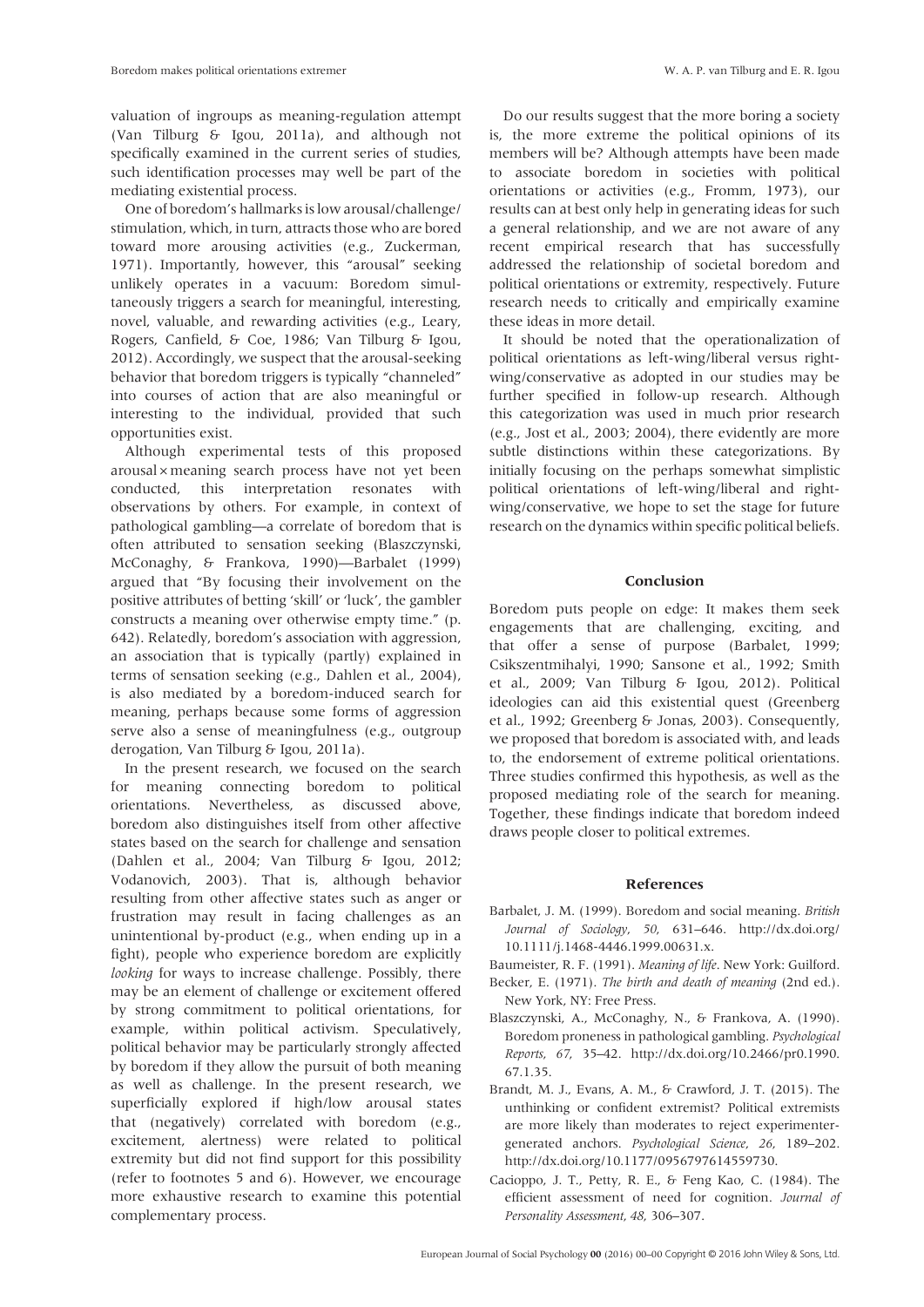valuation of ingroups as meaning-regulation attempt (Van Tilburg & Igou, 2011a), and although not specifically examined in the current series of studies, such identification processes may well be part of the mediating existential process.

One of boredom's hallmarks is low arousal/challenge/stimulation, which, in turn, attracts those who are bored toward more arousing activities (e.g., Zuckerman, 1971). Importantly, however, this "arousal" seeking unlikely operates in a vacuum: Boredom simultaneously triggers a search for meaningful, interesting, novel, valuable, and rewarding activities (e.g., Leary, Rogers, Canfield, & Coe, 1986; Van Tilburg & Igou, 2012). Accordingly, we suspect that the arousal-seeking behavior that boredom triggers is typically "channeled" into courses of action that are also meaningful or interesting to the individual, provided that such opportunities exist.

Although experimental tests of this proposed arousal × meaning search process have not yet been conducted, this interpretation resonates with observations by others. For example, in context of pathological gambling—a correlate of boredom that is often attributed to sensation seeking (Blaszczynski, McConaghy, & Frankova, 1990)—Barbalet (1999) argued that "By focusing their involvement on the positive attributes of betting 'skill' or 'luck', the gambler constructs a meaning over otherwise empty time." (p. 642). Relatedly, boredom's association with aggression, an association that is typically (partly) explained in terms of sensation seeking (e.g., Dahlen et al., 2004), is also mediated by a boredom-induced search for meaning, perhaps because some forms of aggression serve also a sense of meaningfulness (e.g., outgroup derogation, Van Tilburg & Igou, 2011a).

In the present research, we focused on the search for meaning connecting boredom to political orientations. Nevertheless, as discussed above, boredom also distinguishes itself from other affective states based on the search for challenge and sensation (Dahlen et al., 2004; Van Tilburg & Igou, 2012; Vodanovich, 2003). That is, although behavior resulting from other affective states such as anger or frustration may result in facing challenges as an unintentional by-product (e.g., when ending up in a fight), people who experience boredom are explicitly *looking* for ways to increase challenge. Possibly, there may be an element of challenge or excitement offered by strong commitment to political orientations, for example, within political activism. Speculatively, political behavior may be particularly strongly affected by boredom if they allow the pursuit of both meaning as well as challenge. In the present research, we superficially explored if high/low arousal states that (negatively) correlated with boredom (e.g., excitement, alertness) were related to political extremity but did not find support for this possibility (refer to footnotes 5 and 6). However, we encourage more exhaustive research to examine this potential complementary process.

Do our results suggest that the more boring a society is, the more extreme the political opinions of its members will be? Although attempts have been made to associate boredom in societies with political orientations or activities (e.g., Fromm, 1973), our results can at best only help in generating ideas for such a general relationship, and we are not aware of any recent empirical research that has successfully addressed the relationship of societal boredom and political orientations or extremity, respectively. Future research needs to critically and empirically examine these ideas in more detail.

It should be noted that the operationalization of political orientations as left-wing/liberal versus right-wing/conservative as adopted in our studies may be further specified in follow-up research. Although this categorization was used in much prior research (e.g., Jost et al., 2003; 2004), there evidently are more subtle distinctions within these categorizations. By initially focusing on the perhaps somewhat simplistic political orientations of left-wing/liberal and right-wing/conservative, we hope to set the stage for future research on the dynamics within specific political beliefs.

## Conclusion

Boredom puts people on edge: It makes them seek engagements that are challenging, exciting, and that offer a sense of purpose (Barbalet, 1999; Csikszentmihalyi, 1990; Sansone et al., 1992; Smith et al., 2009; Van Tilburg & Igou, 2012). Political ideologies can aid this existential quest (Greenberg et al., 1992; Greenberg & Jonas, 2003). Consequently, we proposed that boredom is associated with, and leads to, the endorsement of extreme political orientations. Three studies confirmed this hypothesis, as well as the proposed mediating role of the search for meaning. Together, these findings indicate that boredom indeed draws people closer to political extremes.

## References

Barbalet, J. M. (1999). Boredom and social meaning. *British Journal of Sociology*, *50*, 631–646. http://dx.doi.org/10.1111/j.1468-4446.1999.00631.x.

Baumeister, R. F. (1991). *Meaning of life*. New York: Guilford.

Becker, E. (1971). *The birth and death of meaning* (2nd ed.). New York, NY: Free Press.

Blaszczynski, A., McConaghy, N., & Frankova, A. (1990). Boredom proneness in pathological gambling. *Psychological Reports*, *67*, 35–42. http://dx.doi.org/10.2466/pr0.1990.67.1.35.

Brandt, M. J., Evans, A. M., & Crawford, J. T. (2015). The unthinking or confident extremist? Political extremists are more likely than moderates to reject experimenter-generated anchors. *Psychological Science*, *26*, 189–202. http://dx.doi.org/10.1177/0956797614559730.

Cacioppo, J. T., Petty, R. E., & Feng Kao, C. (1984). The efficient assessment of need for cognition. *Journal of Personality Assessment*, *48*, 306–307.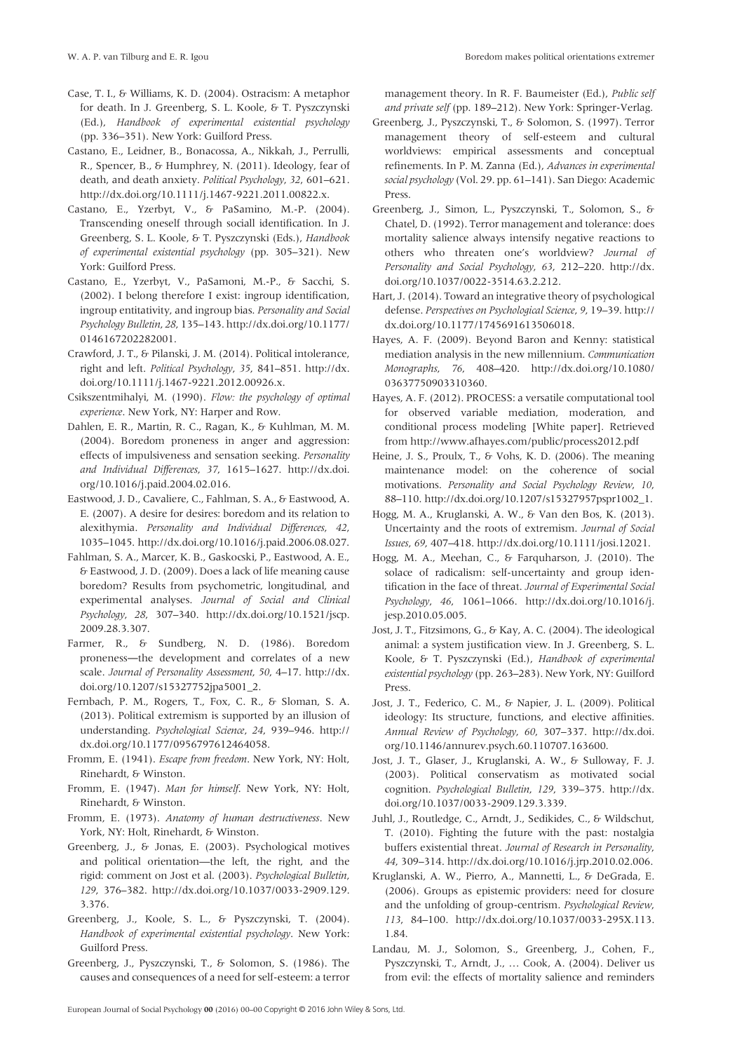Case, T. I., & Williams, K. D. (2004). Ostracism: A metaphor for death. In J. Greenberg, S. L. Koole, & T. Pyszczynski (Ed.), *Handbook of experimental existential psychology* (pp. 336–351). New York: Guilford Press.

Castano, E., Leidner, B., Bonacossa, A., Nikkah, J., Perrulli, R., Spencer, B., & Humphrey, N. (2011). Ideology, fear of death, and death anxiety. *Political Psychology*, *32*, 601–621. http://dx.doi.org/10.1111/j.1467-9221.2011.00822.x.

Castano, E., Yzerbyt, V., & PaSamino, M.-P. (2004). Transcending oneself through sociall identification. In J. Greenberg, S. L. Koole, & T. Pyszczynski (Eds.), *Handbook of experimental existential psychology* (pp. 305–321). New York: Guilford Press.

Castano, E., Yzerbyt, V., PaSamoni, M.-P., & Sacchi, S. (2002). I belong therefore I exist: ingroup identification, ingroup entitativity, and ingroup bias. *Personality and Social Psychology Bulletin*, *28*, 135–143. http://dx.doi.org/10.1177/0146167202282001.

Crawford, J. T., & Pilanski, J. M. (2014). Political intolerance, right and left. *Political Psychology*, *35*, 841–851. http://dx.doi.org/10.1111/j.1467-9221.2012.00926.x.

Csikszentmihalyi, M. (1990). *Flow: the psychology of optimal experience*. New York, NY: Harper and Row.

Dahlen, E. R., Martin, R. C., Ragan, K., & Kuhlman, M. M. (2004). Boredom proneness in anger and aggression: effects of impulsiveness and sensation seeking. *Personality and Individual Differences*, *37*, 1615–1627. http://dx.doi.org/10.1016/j.paid.2004.02.016.

Eastwood, J. D., Cavaliere, C., Fahlman, S. A., & Eastwood, A. E. (2007). A desire for desires: boredom and its relation to alexithymia. *Personality and Individual Differences*, *42*, 1035–1045. http://dx.doi.org/10.1016/j.paid.2006.08.027.

Fahlman, S. A., Marcer, K. B., Gaskocski, P., Eastwood, A. E., & Eastwood, J. D. (2009). Does a lack of life meaning cause boredom? Results from psychometric, longitudinal, and experimental analyses. *Journal of Social and Clinical Psychology*, *28*, 307–340. http://dx.doi.org/10.1521/jscp.2009.28.3.307.

Farmer, R., & Sundberg, N. D. (1986). Boredom proneness—the development and correlates of a new scale. *Journal of Personality Assessment*, *50*, 4–17. http://dx.doi.org/10.1207/s15327752jpa5001_2.

Fernbach, P. M., Rogers, T., Fox, C. R., & Sloman, S. A. (2013). Political extremism is supported by an illusion of understanding. *Psychological Science*, *24*, 939–946. http://dx.doi.org/10.1177/0956797612464058.

Fromm, E. (1941). *Escape from freedom*. New York, NY: Holt, Rinehardt, & Winston.

Fromm, E. (1947). *Man for himself*. New York, NY: Holt, Rinehardt, & Winston.

Fromm, E. (1973). *Anatomy of human destructiveness*. New York, NY: Holt, Rinehardt, & Winston.

Greenberg, J., & Jonas, E. (2003). Psychological motives and political orientation—the left, the right, and the rigid: comment on Jost et al. (2003). *Psychological Bulletin*, *129*, 376–382. http://dx.doi.org/10.1037/0033-2909.129.3.376.

Greenberg, J., Koole, S. L., & Pyszczynski, T. (2004). *Handbook of experimental existential psychology*. New York: Guilford Press.

Greenberg, J., Pyszczynski, T., & Solomon, S. (1986). The causes and consequences of a need for self-esteem: a terror management theory. In R. F. Baumeister (Ed.), *Public self and private self* (pp. 189–212). New York: Springer-Verlag.

Greenberg, J., Pyszczynski, T., & Solomon, S. (1997). Terror management theory of self-esteem and cultural worldviews: empirical assessments and conceptual refinements. In P. M. Zanna (Ed.), *Advances in experimental social psychology* (Vol. 29. pp. 61–141). San Diego: Academic Press.

Greenberg, J., Simon, L., Pyszczynski, T., Solomon, S., & Chatel, D. (1992). Terror management and tolerance: does mortality salience always intensify negative reactions to others who threaten one's worldview? *Journal of Personality and Social Psychology*, *63*, 212–220. http://dx.doi.org/10.1037/0022-3514.63.2.212.

Hart, J. (2014). Toward an integrative theory of psychological defense. *Perspectives on Psychological Science*, *9*, 19–39. http://dx.doi.org/10.1177/1745691613506018.

Hayes, A. F. (2009). Beyond Baron and Kenny: statistical mediation analysis in the new millennium. *Communication Monographs*, *76*, 408–420. http://dx.doi.org/10.1080/03637750903310360.

Hayes, A. F. (2012). PROCESS: a versatile computational tool for observed variable mediation, moderation, and conditional process modeling [White paper]. Retrieved from http://www.afhayes.com/public/process2012.pdf

Heine, J. S., Proulx, T., & Vohs, K. D. (2006). The meaning maintenance model: on the coherence of social motivations. *Personality and Social Psychology Review*, *10*, 88–110. http://dx.doi.org/10.1207/s15327957pspr1002_1.

Hogg, M. A., Kruglanski, A. W., & Van den Bos, K. (2013). Uncertainty and the roots of extremism. *Journal of Social Issues*, *69*, 407–418. http://dx.doi.org/10.1111/josi.12021.

Hogg, M. A., Meehan, C., & Farquharson, J. (2010). The solace of radicalism: self-uncertainty and group identification in the face of threat. *Journal of Experimental Social Psychology*, *46*, 1061–1066. http://dx.doi.org/10.1016/j.jesp.2010.05.005.

Jost, J. T., Fitzsimons, G., & Kay, A. C. (2004). The ideological animal: a system justification view. In J. Greenberg, S. L. Koole, & T. Pyszczynski (Ed.), *Handbook of experimental existential psychology* (pp. 263–283). New York, NY: Guilford Press.

Jost, J. T., Federico, C. M., & Napier, J. L. (2009). Political ideology: Its structure, functions, and elective affinities. *Annual Review of Psychology*, *60*, 307–337. http://dx.doi.org/10.1146/annurev.psych.60.110707.163600.

Jost, J. T., Glaser, J., Kruglanski, A. W., & Sulloway, F. J. (2003). Political conservatism as motivated social cognition. *Psychological Bulletin*, *129*, 339–375. http://dx.doi.org/10.1037/0033-2909.129.3.339.

Juhl, J., Routledge, C., Arndt, J., Sedikides, C., & Wildschut, T. (2010). Fighting the future with the past: nostalgia buffers existential threat. *Journal of Research in Personality*, *44*, 309–314. http://dx.doi.org/10.1016/j.jrp.2010.02.006.

Kruglanski, A. W., Pierro, A., Mannetti, L., & DeGrada, E. (2006). Groups as epistemic providers: need for closure and the unfolding of group-centrism. *Psychological Review*, *113*, 84–100. http://dx.doi.org/10.1037/0033-295X.113.1.84.

Landau, M. J., Solomon, S., Greenberg, J., Cohen, F., Pyszczynski, T., Arndt, J., … Cook, A. (2004). Deliver us from evil: the effects of mortality salience and reminders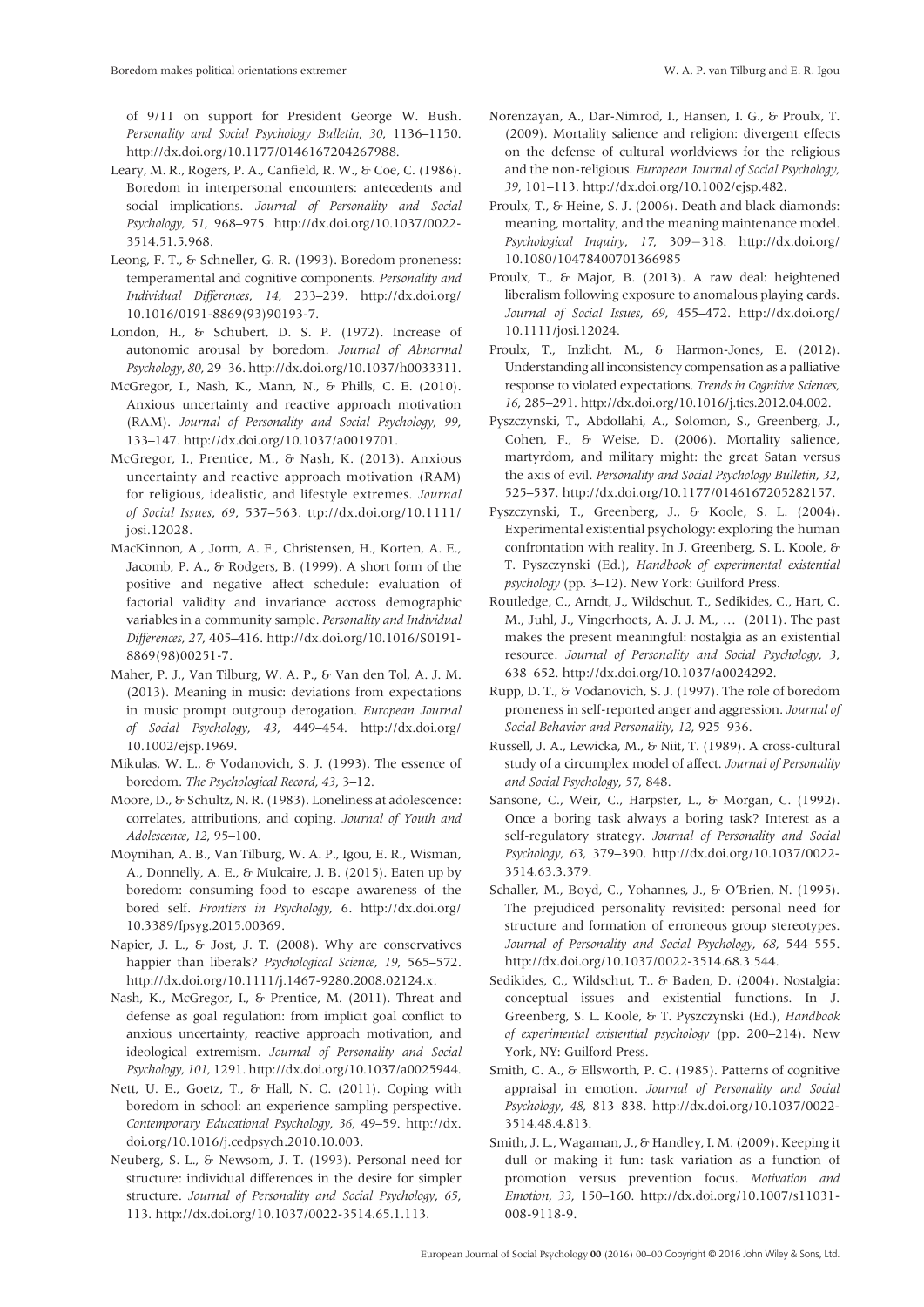of 9/11 on support for President George W. Bush. *Personality and Social Psychology Bulletin*, *30*, 1136–1150. http://dx.doi.org/10.1177/0146167204267988.

Leary, M. R., Rogers, P. A., Canfield, R. W., & Coe, C. (1986). Boredom in interpersonal encounters: antecedents and social implications. *Journal of Personality and Social Psychology*, *51*, 968–975. http://dx.doi.org/10.1037/0022-3514.51.5.968.

Leong, F. T., & Schneller, G. R. (1993). Boredom proneness: temperamental and cognitive components. *Personality and Individual Differences*, *14*, 233–239. http://dx.doi.org/10.1016/0191-8869(93)90193-7.

London, H., & Schubert, D. S. P. (1972). Increase of autonomic arousal by boredom. *Journal of Abnormal Psychology*, *80*, 29–36. http://dx.doi.org/10.1037/h0033311.

McGregor, I., Nash, K., Mann, N., & Phills, C. E. (2010). Anxious uncertainty and reactive approach motivation (RAM). *Journal of Personality and Social Psychology*, *99*, 133–147. http://dx.doi.org/10.1037/a0019701.

McGregor, I., Prentice, M., & Nash, K. (2013). Anxious uncertainty and reactive approach motivation (RAM) for religious, idealistic, and lifestyle extremes. *Journal of Social Issues*, *69*, 537–563. ttp://dx.doi.org/10.1111/josi.12028.

MacKinnon, A., Jorm, A. F., Christensen, H., Korten, A. E., Jacomb, P. A., & Rodgers, B. (1999). A short form of the positive and negative affect schedule: evaluation of factorial validity and invariance accross demographic variables in a community sample. *Personality and Individual Differences*, *27*, 405–416. http://dx.doi.org/10.1016/S0191-8869(98)00251-7.

Maher, P. J., Van Tilburg, W. A. P., & Van den Tol, A. J. M. (2013). Meaning in music: deviations from expectations in music prompt outgroup derogation. *European Journal of Social Psychology*, *43*, 449–454. http://dx.doi.org/10.1002/ejsp.1969.

Mikulas, W. L., & Vodanovich, S. J. (1993). The essence of boredom. *The Psychological Record*, *43*, 3–12.

Moore, D., & Schultz, N. R. (1983). Loneliness at adolescence: correlates, attributions, and coping. *Journal of Youth and Adolescence*, *12*, 95–100.

Moynihan, A. B., Van Tilburg, W. A. P., Igou, E. R., Wisman, A., Donnelly, A. E., & Mulcaire, J. B. (2015). Eaten up by boredom: consuming food to escape awareness of the bored self. *Frontiers in Psychology*, 6. http://dx.doi.org/10.3389/fpsyg.2015.00369.

Napier, J. L., & Jost, J. T. (2008). Why are conservatives happier than liberals? *Psychological Science*, *19*, 565–572. http://dx.doi.org/10.1111/j.1467-9280.2008.02124.x.

Nash, K., McGregor, I., & Prentice, M. (2011). Threat and defense as goal regulation: from implicit goal conflict to anxious uncertainty, reactive approach motivation, and ideological extremism. *Journal of Personality and Social Psychology*, *101*, 1291. http://dx.doi.org/10.1037/a0025944.

Nett, U. E., Goetz, T., & Hall, N. C. (2011). Coping with boredom in school: an experience sampling perspective. *Contemporary Educational Psychology*, *36*, 49–59. http://dx.doi.org/10.1016/j.cedpsych.2010.10.003.

Neuberg, S. L., & Newsom, J. T. (1993). Personal need for structure: individual differences in the desire for simpler structure. *Journal of Personality and Social Psychology*, *65*, 113. http://dx.doi.org/10.1037/0022-3514.65.1.113.

Norenzayan, A., Dar-Nimrod, I., Hansen, I. G., & Proulx, T. (2009). Mortality salience and religion: divergent effects on the defense of cultural worldviews for the religious and the non-religious. *European Journal of Social Psychology*, *39*, 101–113. http://dx.doi.org/10.1002/ejsp.482.

Proulx, T., & Heine, S. J. (2006). Death and black diamonds: meaning, mortality, and the meaning maintenance model. *Psychological Inquiry*, *17*, 309−318. http://dx.doi.org/10.1080/10478400701366985

Proulx, T., & Major, B. (2013). A raw deal: heightened liberalism following exposure to anomalous playing cards. *Journal of Social Issues*, *69*, 455–472. http://dx.doi.org/10.1111/josi.12024.

Proulx, T., Inzlicht, M., & Harmon-Jones, E. (2012). Understanding all inconsistency compensation as a palliative response to violated expectations. *Trends in Cognitive Sciences*, *16*, 285–291. http://dx.doi.org/10.1016/j.tics.2012.04.002.

Pyszczynski, T., Abdollahi, A., Solomon, S., Greenberg, J., Cohen, F., & Weise, D. (2006). Mortality salience, martyrdom, and military might: the great Satan versus the axis of evil. *Personality and Social Psychology Bulletin*, *32*, 525–537. http://dx.doi.org/10.1177/0146167205282157.

Pyszczynski, T., Greenberg, J., & Koole, S. L. (2004). Experimental existential psychology: exploring the human confrontation with reality. In J. Greenberg, S. L. Koole, & T. Pyszczynski (Ed.), *Handbook of experimental existential psychology* (pp. 3–12). New York: Guilford Press.

Routledge, C., Arndt, J., Wildschut, T., Sedikides, C., Hart, C. M., Juhl, J., Vingerhoets, A. J. J. M., … (2011). The past makes the present meaningful: nostalgia as an existential resource. *Journal of Personality and Social Psychology*, *3*, 638–652. http://dx.doi.org/10.1037/a0024292.

Rupp, D. T., & Vodanovich, S. J. (1997). The role of boredom proneness in self-reported anger and aggression. *Journal of Social Behavior and Personality*, *12*, 925–936.

Russell, J. A., Lewicka, M., & Niit, T. (1989). A cross-cultural study of a circumplex model of affect. *Journal of Personality and Social Psychology*, *57*, 848.

Sansone, C., Weir, C., Harpster, L., & Morgan, C. (1992). Once a boring task always a boring task? Interest as a self-regulatory strategy. *Journal of Personality and Social Psychology*, *63*, 379–390. http://dx.doi.org/10.1037/0022-3514.63.3.379.

Schaller, M., Boyd, C., Yohannes, J., & O'Brien, N. (1995). The prejudiced personality revisited: personal need for structure and formation of erroneous group stereotypes. *Journal of Personality and Social Psychology*, *68*, 544–555. http://dx.doi.org/10.1037/0022-3514.68.3.544.

Sedikides, C., Wildschut, T., & Baden, D. (2004). Nostalgia: conceptual issues and existential functions. In J. Greenberg, S. L. Koole, & T. Pyszczynski (Ed.), *Handbook of experimental existential psychology* (pp. 200–214). New York, NY: Guilford Press.

Smith, C. A., & Ellsworth, P. C. (1985). Patterns of cognitive appraisal in emotion. *Journal of Personality and Social Psychology*, *48*, 813–838. http://dx.doi.org/10.1037/0022-3514.48.4.813.

Smith, J. L., Wagaman, J., & Handley, I. M. (2009). Keeping it dull or making it fun: task variation as a function of promotion versus prevention focus. *Motivation and Emotion*, *33*, 150–160. http://dx.doi.org/10.1007/s11031-008-9118-9.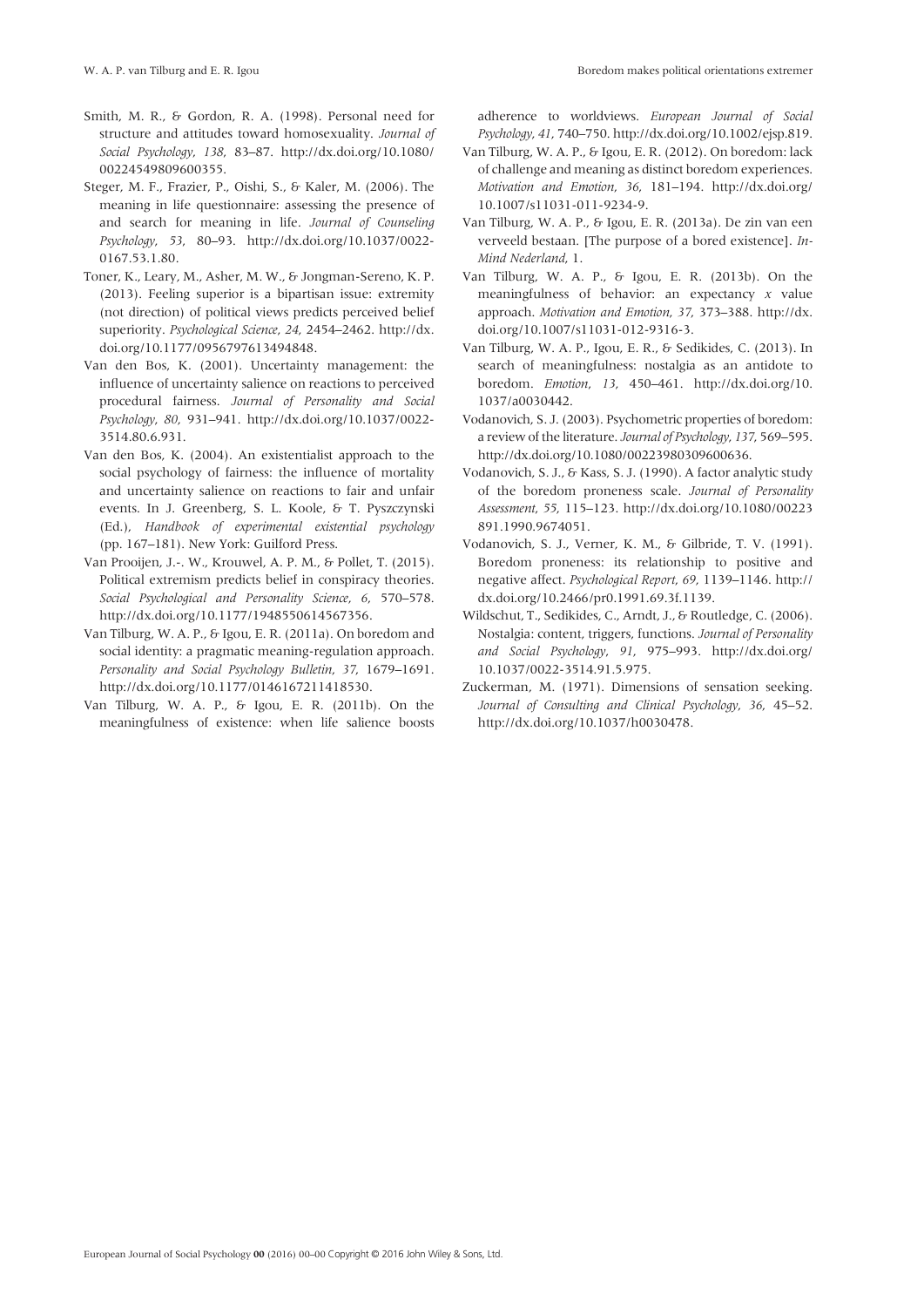Smith, M. R., & Gordon, R. A. (1998). Personal need for structure and attitudes toward homosexuality. *Journal of Social Psychology*, *138*, 83–87. http://dx.doi.org/10.1080/00224549809600355.

Steger, M. F., Frazier, P., Oishi, S., & Kaler, M. (2006). The meaning in life questionnaire: assessing the presence of and search for meaning in life. *Journal of Counseling Psychology*, *53*, 80–93. http://dx.doi.org/10.1037/0022-0167.53.1.80.

Toner, K., Leary, M., Asher, M. W., & Jongman-Sereno, K. P. (2013). Feeling superior is a bipartisan issue: extremity (not direction) of political views predicts perceived belief superiority. *Psychological Science*, *24*, 2454–2462. http://dx.doi.org/10.1177/0956797613494848.

Van den Bos, K. (2001). Uncertainty management: the influence of uncertainty salience on reactions to perceived procedural fairness. *Journal of Personality and Social Psychology*, *80*, 931–941. http://dx.doi.org/10.1037/0022-3514.80.6.931.

Van den Bos, K. (2004). An existentialist approach to the social psychology of fairness: the influence of mortality and uncertainty salience on reactions to fair and unfair events. In J. Greenberg, S. L. Koole, & T. Pyszczynski (Ed.), *Handbook of experimental existential psychology* (pp. 167–181). New York: Guilford Press.

Van Prooijen, J.-. W., Krouwel, A. P. M., & Pollet, T. (2015). Political extremism predicts belief in conspiracy theories. *Social Psychological and Personality Science*, *6*, 570–578. http://dx.doi.org/10.1177/1948550614567356.

Van Tilburg, W. A. P., & Igou, E. R. (2011a). On boredom and social identity: a pragmatic meaning-regulation approach. *Personality and Social Psychology Bulletin*, *37*, 1679–1691. http://dx.doi.org/10.1177/0146167211418530.

Van Tilburg, W. A. P., & Igou, E. R. (2011b). On the meaningfulness of existence: when life salience boosts adherence to worldviews. *European Journal of Social Psychology*, *41*, 740–750. http://dx.doi.org/10.1002/ejsp.819.

Van Tilburg, W. A. P., & Igou, E. R. (2012). On boredom: lack of challenge and meaning as distinct boredom experiences. *Motivation and Emotion*, *36*, 181–194. http://dx.doi.org/10.1007/s11031-011-9234-9.

Van Tilburg, W. A. P., & Igou, E. R. (2013a). De zin van een verveeld bestaan. [The purpose of a bored existence]. *In-Mind Nederland*, 1.

Van Tilburg, W. A. P., & Igou, E. R. (2013b). On the meaningfulness of behavior: an expectancy $x$ value approach. *Motivation and Emotion*, *37*, 373–388. http://dx.doi.org/10.1007/s11031-012-9316-3.

Van Tilburg, W. A. P., Igou, E. R., & Sedikides, C. (2013). In search of meaningfulness: nostalgia as an antidote to boredom. *Emotion*, *13*, 450–461. http://dx.doi.org/10.1037/a0030442.

Vodanovich, S. J. (2003). Psychometric properties of boredom: a review of the literature. *Journal of Psychology*, *137*, 569–595. http://dx.doi.org/10.1080/00223980309600636.

Vodanovich, S. J., & Kass, S. J. (1990). A factor analytic study of the boredom proneness scale. *Journal of Personality Assessment*, *55*, 115–123. http://dx.doi.org/10.1080/00223891.1990.9674051.

Vodanovich, S. J., Verner, K. M., & Gilbride, T. V. (1991). Boredom proneness: its relationship to positive and negative affect. *Psychological Report*, *69*, 1139–1146. http://dx.doi.org/10.2466/pr0.1991.69.3f.1139.

Wildschut, T., Sedikides, C., Arndt, J., & Routledge, C. (2006). Nostalgia: content, triggers, functions. *Journal of Personality and Social Psychology*, *91*, 975–993. http://dx.doi.org/10.1037/0022-3514.91.5.975.

Zuckerman, M. (1971). Dimensions of sensation seeking. *Journal of Consulting and Clinical Psychology*, *36*, 45–52. http://dx.doi.org/10.1037/h0030478.